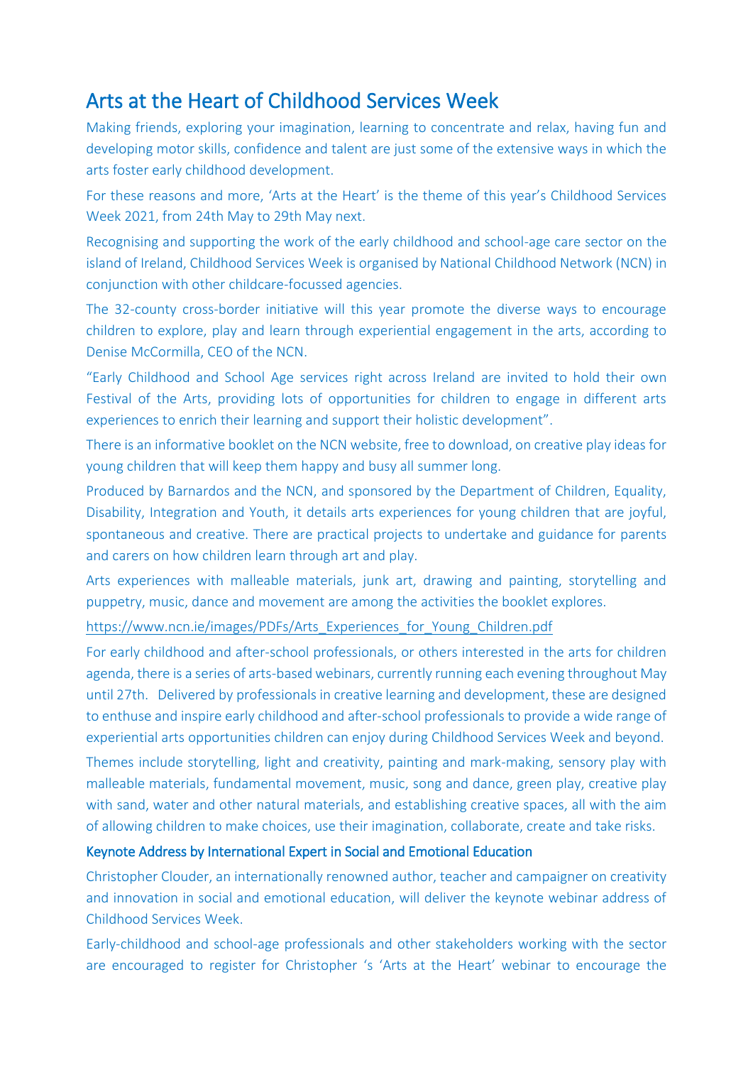# Arts at the Heart of Childhood Services Week

Making friends, exploring your imagination, learning to concentrate and relax, having fun and developing motor skills, confidence and talent are just some of the extensive ways in which the arts foster early childhood development.

For these reasons and more, 'Arts at the Heart' is the theme of this year's Childhood Services Week 2021, from 24th May to 29th May next.

Recognising and supporting the work of the early childhood and school-age care sector on the island of Ireland, Childhood Services Week is organised by National Childhood Network (NCN) in conjunction with other childcare-focussed agencies.

The 32-county cross-border initiative will this year promote the diverse ways to encourage children to explore, play and learn through experiential engagement in the arts, according to Denise McCormilla, CEO of the NCN.

"Early Childhood and School Age services right across Ireland are invited to hold their own Festival of the Arts, providing lots of opportunities for children to engage in different arts experiences to enrich their learning and support their holistic development".

There is an informative booklet on the NCN website, free to download, on creative play ideas for young children that will keep them happy and busy all summer long.

Produced by Barnardos and the NCN, and sponsored by the Department of Children, Equality, Disability, Integration and Youth, it details arts experiences for young children that are joyful, spontaneous and creative. There are practical projects to undertake and guidance for parents and carers on how children learn through art and play.

Arts experiences with malleable materials, junk art, drawing and painting, storytelling and puppetry, music, dance and movement are among the activities the booklet explores.

https://www.ncn.ie/images/PDFs/Arts_Experiences_for_Young_Children.pdf

For early childhood and after-school professionals, or others interested in the arts for children agenda, there is a series of arts-based webinars, currently running each evening throughout May until 27th. Delivered by professionals in creative learning and development, these are designed to enthuse and inspire early childhood and after-school professionals to provide a wide range of experiential arts opportunities children can enjoy during Childhood Services Week and beyond.

Themes include storytelling, light and creativity, painting and mark-making, sensory play with malleable materials, fundamental movement, music, song and dance, green play, creative play with sand, water and other natural materials, and establishing creative spaces, all with the aim of allowing children to make choices, use their imagination, collaborate, create and take risks.

### Keynote Address by International Expert in Social and Emotional Education

Christopher Clouder, an internationally renowned author, teacher and campaigner on creativity and innovation in social and emotional education, will deliver the keynote webinar address of Childhood Services Week.

Early-childhood and school-age professionals and other stakeholders working with the sector are encouraged to register for Christopher 's 'Arts at the Heart' webinar to encourage the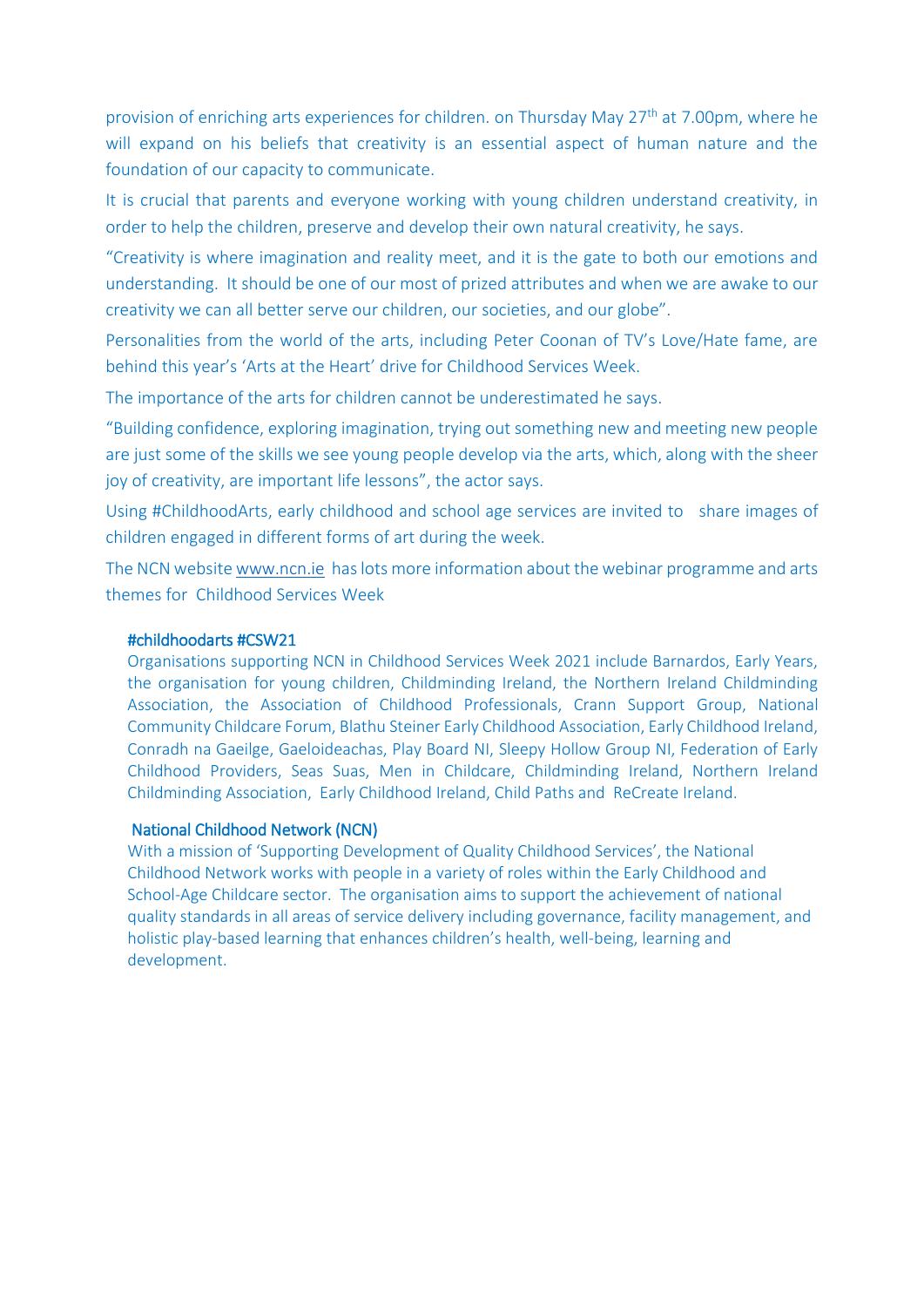provision of enriching arts experiences for children. on Thursday May 27th at 7.00pm, where he will expand on his beliefs that creativity is an essential aspect of human nature and the foundation of our capacity to communicate.

It is crucial that parents and everyone working with young children understand creativity, in order to help the children, preserve and develop their own natural creativity, he says.

"Creativity is where imagination and reality meet, and it is the gate to both our emotions and understanding. It should be one of our most of prized attributes and when we are awake to our creativity we can all better serve our children, our societies, and our globe".

Personalities from the world of the arts, including Peter Coonan of TV's Love/Hate fame, are behind this year's 'Arts at the Heart' drive for Childhood Services Week.

The importance of the arts for children cannot be underestimated he says.

"Building confidence, exploring imagination, trying out something new and meeting new people are just some of the skills we see young people develop via the arts, which, along with the sheer joy of creativity, are important life lessons", the actor says.

Using #ChildhoodArts, early childhood and school age services are invited to share images of children engaged in different forms of art during the week.

The NCN website www.ncn.ie has lots more information about the webinar programme and arts themes for Childhood Services Week

#childhoodarts #CSW21

Organisations supporting NCN in Childhood Services Week 2021 include Barnardos, Early Years, the organisation for young children, Childminding Ireland, the Northern Ireland Childminding Association, the Association of Childhood Professionals, Crann Support Group, National Community Childcare Forum, Blathu Steiner Early Childhood Association, Early Childhood Ireland, Conradh na Gaeilge, Gaeloideachas, Play Board NI, Sleepy Hollow Group NI, Federation of Early Childhood Providers, Seas Suas, Men in Childcare, Childminding Ireland, Northern Ireland Childminding Association, Early Childhood Ireland, Child Paths and ReCreate Ireland.

National Childhood Network (NCN)

With a mission of 'Supporting Development of Quality Childhood Services', the National Childhood Network works with people in a variety of roles within the Early Childhood and School-Age Childcare sector. The organisation aims to support the achievement of national quality standards in all areas of service delivery including governance, facility management, and holistic play-based learning that enhances children's health, well-being, learning and development.